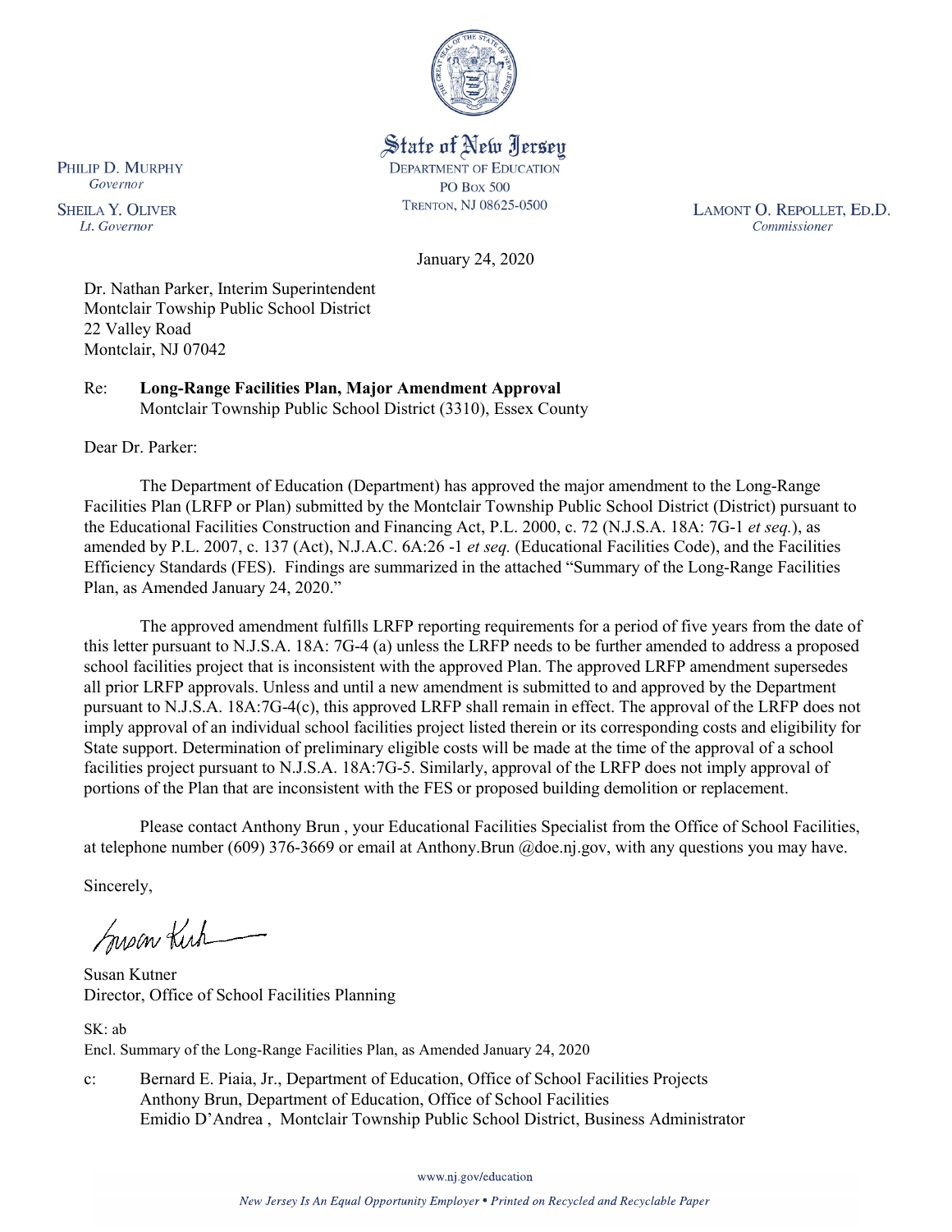State of New Jersey
DEPARTMENT OF EDUCATION
PO Box 500
TRENTON, NJ 08625-0500

PHILIP D. MURPHY
*Governor*

SHEILA Y. OLIVER
*Lt. Governor*

LAMONT O. REPOLLET, ED.D.
*Commissioner*

January 24, 2020

Dr. Nathan Parker, Interim Superintendent
Montclair Towship Public School District
22 Valley Road
Montclair, NJ 07042

Re: **Long-Range Facilities Plan, Major Amendment Approval**
Montclair Township Public School District (3310), Essex County

Dear Dr. Parker:

The Department of Education (Department) has approved the major amendment to the Long-Range Facilities Plan (LRFP or Plan) submitted by the Montclair Township Public School District (District) pursuant to the Educational Facilities Construction and Financing Act, P.L. 2000, c. 72 (N.J.S.A. 18A: 7G-1 *et seq.*), as amended by P.L. 2007, c. 137 (Act), N.J.A.C. 6A:26 -1 *et seq.* (Educational Facilities Code), and the Facilities Efficiency Standards (FES). Findings are summarized in the attached "Summary of the Long-Range Facilities Plan, as Amended January 24, 2020."

The approved amendment fulfills LRFP reporting requirements for a period of five years from the date of this letter pursuant to N.J.S.A. 18A: 7G-4 (a) unless the LRFP needs to be further amended to address a proposed school facilities project that is inconsistent with the approved Plan. The approved LRFP amendment supersedes all prior LRFP approvals. Unless and until a new amendment is submitted to and approved by the Department pursuant to N.J.S.A. 18A:7G-4(c), this approved LRFP shall remain in effect. The approval of the LRFP does not imply approval of an individual school facilities project listed therein or its corresponding costs and eligibility for State support. Determination of preliminary eligible costs will be made at the time of the approval of a school facilities project pursuant to N.J.S.A. 18A:7G-5. Similarly, approval of the LRFP does not imply approval of portions of the Plan that are inconsistent with the FES or proposed building demolition or replacement.

Please contact Anthony Brun , your Educational Facilities Specialist from the Office of School Facilities, at telephone number (609) 376-3669 or email at Anthony.Brun @doe.nj.gov, with any questions you may have.

Sincerely,

Susan Kutner
Director, Office of School Facilities Planning

SK: ab
Encl. Summary of the Long-Range Facilities Plan, as Amended January 24, 2020

c: Bernard E. Piaia, Jr., Department of Education, Office of School Facilities Projects
Anthony Brun, Department of Education, Office of School Facilities
Emidio D'Andrea , Montclair Township Public School District, Business Administrator

www.nj.gov/education

*New Jersey Is An Equal Opportunity Employer • Printed on Recycled and Recyclable Paper*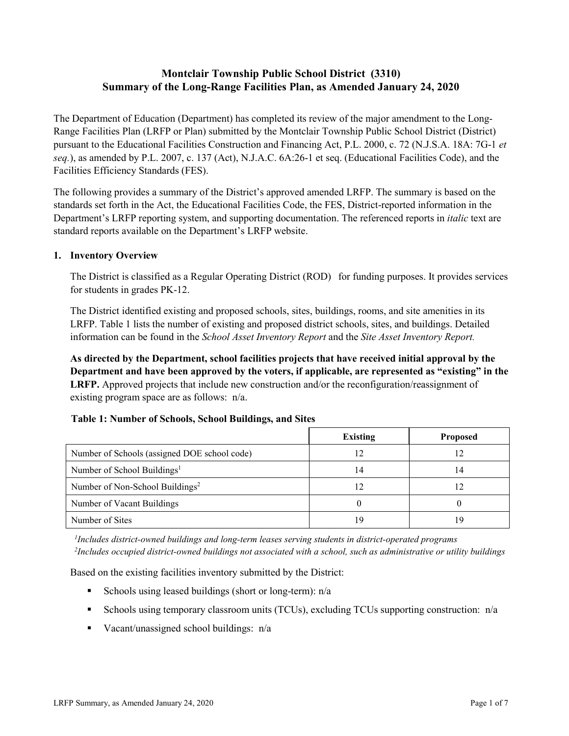# Montclair Township Public School District (3310)
# Summary of the Long-Range Facilities Plan, as Amended January 24, 2020

The Department of Education (Department) has completed its review of the major amendment to the Long-Range Facilities Plan (LRFP or Plan) submitted by the Montclair Township Public School District (District) pursuant to the Educational Facilities Construction and Financing Act, P.L. 2000, c. 72 (N.J.S.A. 18A: 7G-1 *et seq.*), as amended by P.L. 2007, c. 137 (Act), N.J.A.C. 6A:26-1 et seq. (Educational Facilities Code), and the Facilities Efficiency Standards (FES).

The following provides a summary of the District's approved amended LRFP. The summary is based on the standards set forth in the Act, the Educational Facilities Code, the FES, District-reported information in the Department's LRFP reporting system, and supporting documentation. The referenced reports in *italic* text are standard reports available on the Department's LRFP website.

## 1. Inventory Overview

The District is classified as a Regular Operating District (ROD) for funding purposes. It provides services for students in grades PK-12.

The District identified existing and proposed schools, sites, buildings, rooms, and site amenities in its LRFP. Table 1 lists the number of existing and proposed district schools, sites, and buildings. Detailed information can be found in the *School Asset Inventory Report* and the *Site Asset Inventory Report.*

**As directed by the Department, school facilities projects that have received initial approval by the Department and have been approved by the voters, if applicable, are represented as "existing" in the LRFP.** Approved projects that include new construction and/or the reconfiguration/reassignment of existing program space are as follows: n/a.

**Table 1: Number of Schools, School Buildings, and Sites**

| | Existing | Proposed |
|---|---|---|
| Number of Schools (assigned DOE school code) | 12 | 12 |
| Number of School Buildings[1] | 14 | 14 |
| Number of Non-School Buildings[2] | 12 | 12 |
| Number of Vacant Buildings | 0 | 0 |
| Number of Sites | 19 | 19 |

*[1]Includes district-owned buildings and long-term leases serving students in district-operated programs*
*[2]Includes occupied district-owned buildings not associated with a school, such as administrative or utility buildings*

Based on the existing facilities inventory submitted by the District:

- Schools using leased buildings (short or long-term): n/a
- Schools using temporary classroom units (TCUs), excluding TCUs supporting construction: n/a
- Vacant/unassigned school buildings: n/a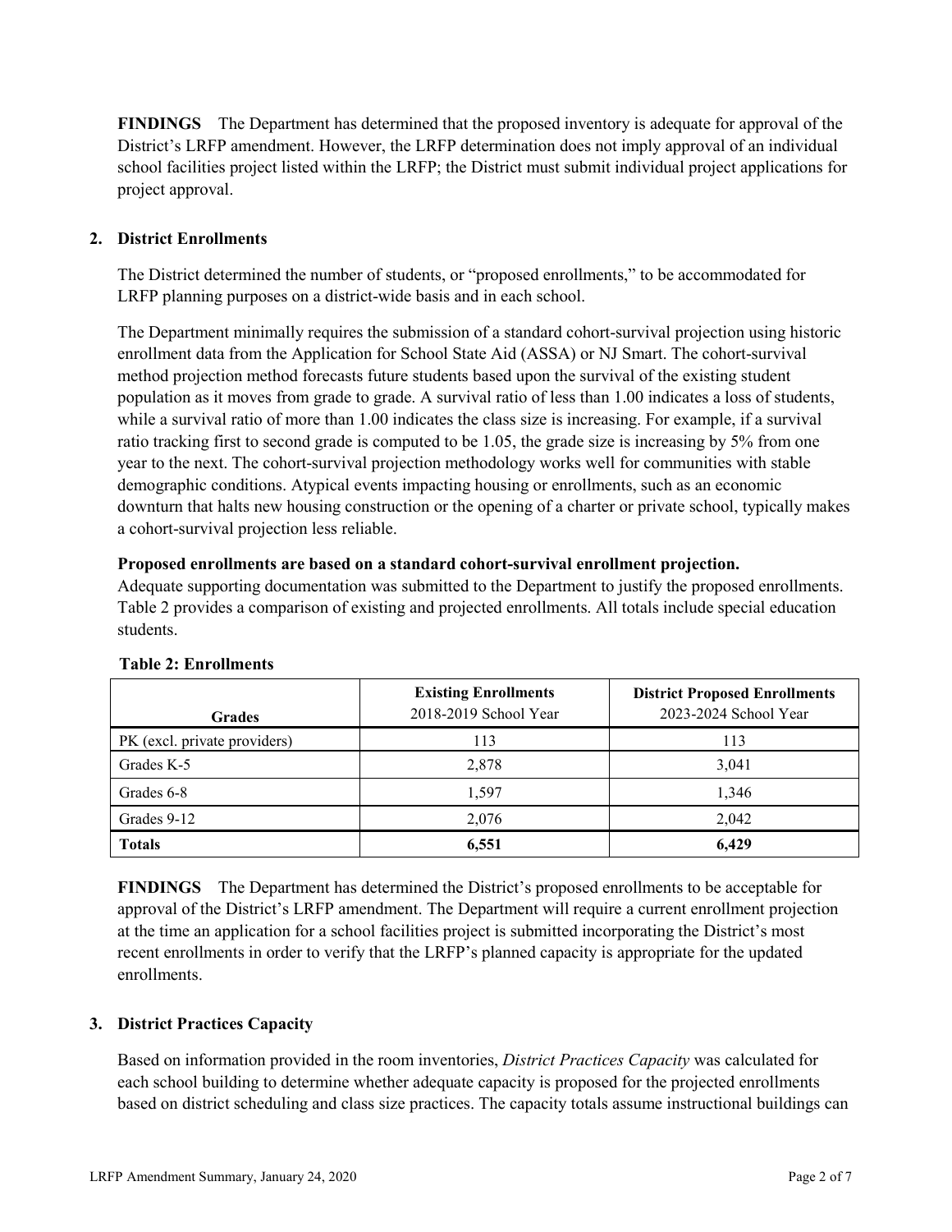**FINDINGS** The Department has determined that the proposed inventory is adequate for approval of the District's LRFP amendment. However, the LRFP determination does not imply approval of an individual school facilities project listed within the LRFP; the District must submit individual project applications for project approval.

## 2. District Enrollments

The District determined the number of students, or "proposed enrollments," to be accommodated for LRFP planning purposes on a district-wide basis and in each school.

The Department minimally requires the submission of a standard cohort-survival projection using historic enrollment data from the Application for School State Aid (ASSA) or NJ Smart. The cohort-survival method projection method forecasts future students based upon the survival of the existing student population as it moves from grade to grade. A survival ratio of less than 1.00 indicates a loss of students, while a survival ratio of more than 1.00 indicates the class size is increasing. For example, if a survival ratio tracking first to second grade is computed to be 1.05, the grade size is increasing by 5% from one year to the next. The cohort-survival projection methodology works well for communities with stable demographic conditions. Atypical events impacting housing or enrollments, such as an economic downturn that halts new housing construction or the opening of a charter or private school, typically makes a cohort-survival projection less reliable.

**Proposed enrollments are based on a standard cohort-survival enrollment projection.**
Adequate supporting documentation was submitted to the Department to justify the proposed enrollments. Table 2 provides a comparison of existing and projected enrollments. All totals include special education students.

**Table 2: Enrollments**

| Grades | **Existing Enrollments** 2018-2019 School Year | **District Proposed Enrollments** 2023-2024 School Year |
|---|---|---|
| PK (excl. private providers) | 113 | 113 |
| Grades K-5 | 2,878 | 3,041 |
| Grades 6-8 | 1,597 | 1,346 |
| Grades 9-12 | 2,076 | 2,042 |
| **Totals** | **6,551** | **6,429** |

**FINDINGS** The Department has determined the District's proposed enrollments to be acceptable for approval of the District's LRFP amendment. The Department will require a current enrollment projection at the time an application for a school facilities project is submitted incorporating the District's most recent enrollments in order to verify that the LRFP's planned capacity is appropriate for the updated enrollments.

## 3. District Practices Capacity

Based on information provided in the room inventories, *District Practices Capacity* was calculated for each school building to determine whether adequate capacity is proposed for the projected enrollments based on district scheduling and class size practices. The capacity totals assume instructional buildings can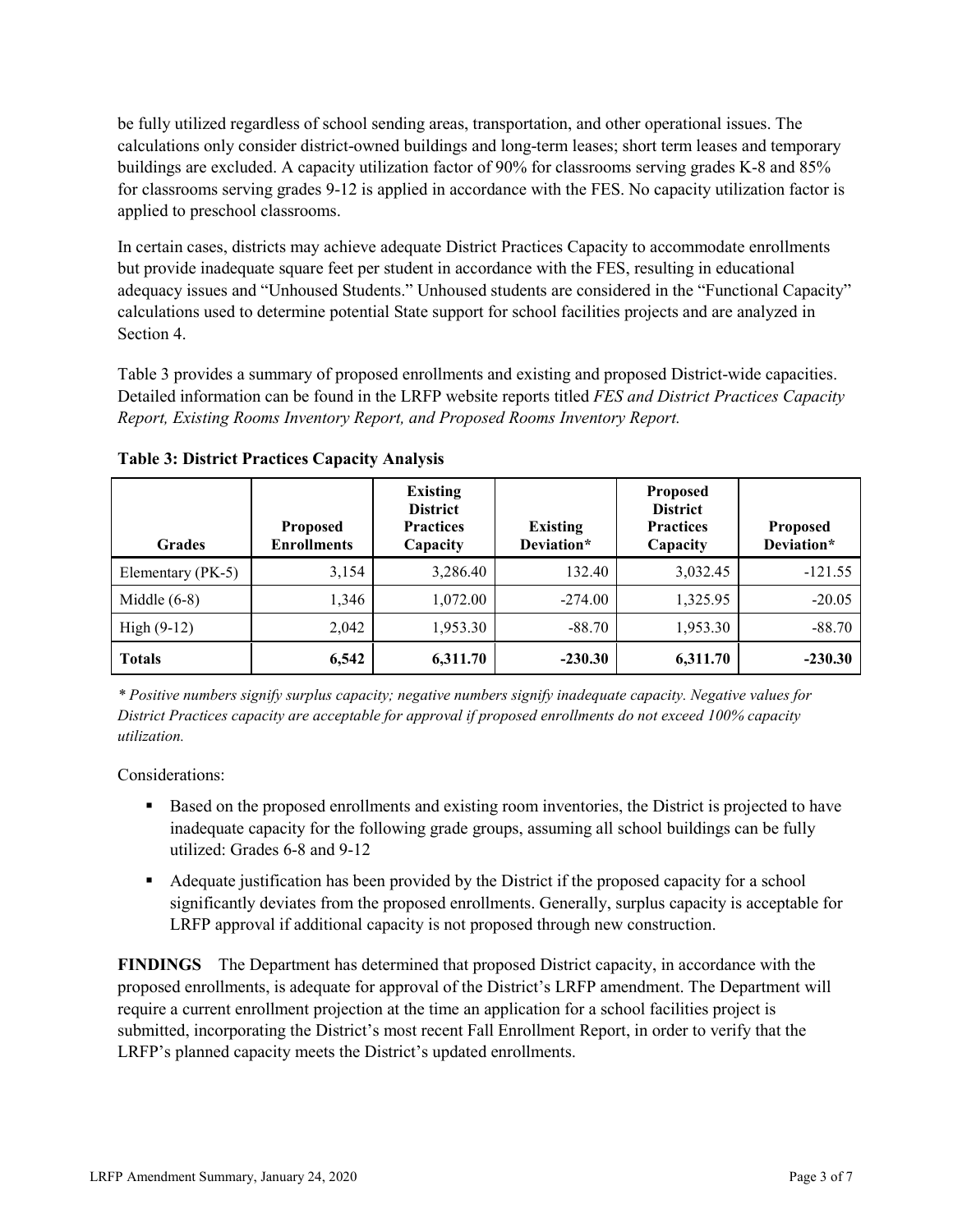be fully utilized regardless of school sending areas, transportation, and other operational issues. The calculations only consider district-owned buildings and long-term leases; short term leases and temporary buildings are excluded. A capacity utilization factor of 90% for classrooms serving grades K-8 and 85% for classrooms serving grades 9-12 is applied in accordance with the FES. No capacity utilization factor is applied to preschool classrooms.

In certain cases, districts may achieve adequate District Practices Capacity to accommodate enrollments but provide inadequate square feet per student in accordance with the FES, resulting in educational adequacy issues and "Unhoused Students." Unhoused students are considered in the "Functional Capacity" calculations used to determine potential State support for school facilities projects and are analyzed in Section 4.

Table 3 provides a summary of proposed enrollments and existing and proposed District-wide capacities. Detailed information can be found in the LRFP website reports titled *FES and District Practices Capacity Report, Existing Rooms Inventory Report, and Proposed Rooms Inventory Report.*

**Table 3: District Practices Capacity Analysis**

| Grades | Proposed Enrollments | Existing District Practices Capacity | Existing Deviation* | Proposed District Practices Capacity | Proposed Deviation* |
|---|---|---|---|---|---|
| Elementary (PK-5) | 3,154 | 3,286.40 | 132.40 | 3,032.45 | -121.55 |
| Middle (6-8) | 1,346 | 1,072.00 | -274.00 | 1,325.95 | -20.05 |
| High (9-12) | 2,042 | 1,953.30 | -88.70 | 1,953.30 | -88.70 |
| **Totals** | **6,542** | **6,311.70** | **-230.30** | **6,311.70** | **-230.30** |

*\* Positive numbers signify surplus capacity; negative numbers signify inadequate capacity. Negative values for District Practices capacity are acceptable for approval if proposed enrollments do not exceed 100% capacity utilization.*

Considerations:

- Based on the proposed enrollments and existing room inventories, the District is projected to have inadequate capacity for the following grade groups, assuming all school buildings can be fully utilized: Grades 6-8 and 9-12
- Adequate justification has been provided by the District if the proposed capacity for a school significantly deviates from the proposed enrollments. Generally, surplus capacity is acceptable for LRFP approval if additional capacity is not proposed through new construction.

**FINDINGS** The Department has determined that proposed District capacity, in accordance with the proposed enrollments, is adequate for approval of the District's LRFP amendment. The Department will require a current enrollment projection at the time an application for a school facilities project is submitted, incorporating the District's most recent Fall Enrollment Report, in order to verify that the LRFP's planned capacity meets the District's updated enrollments.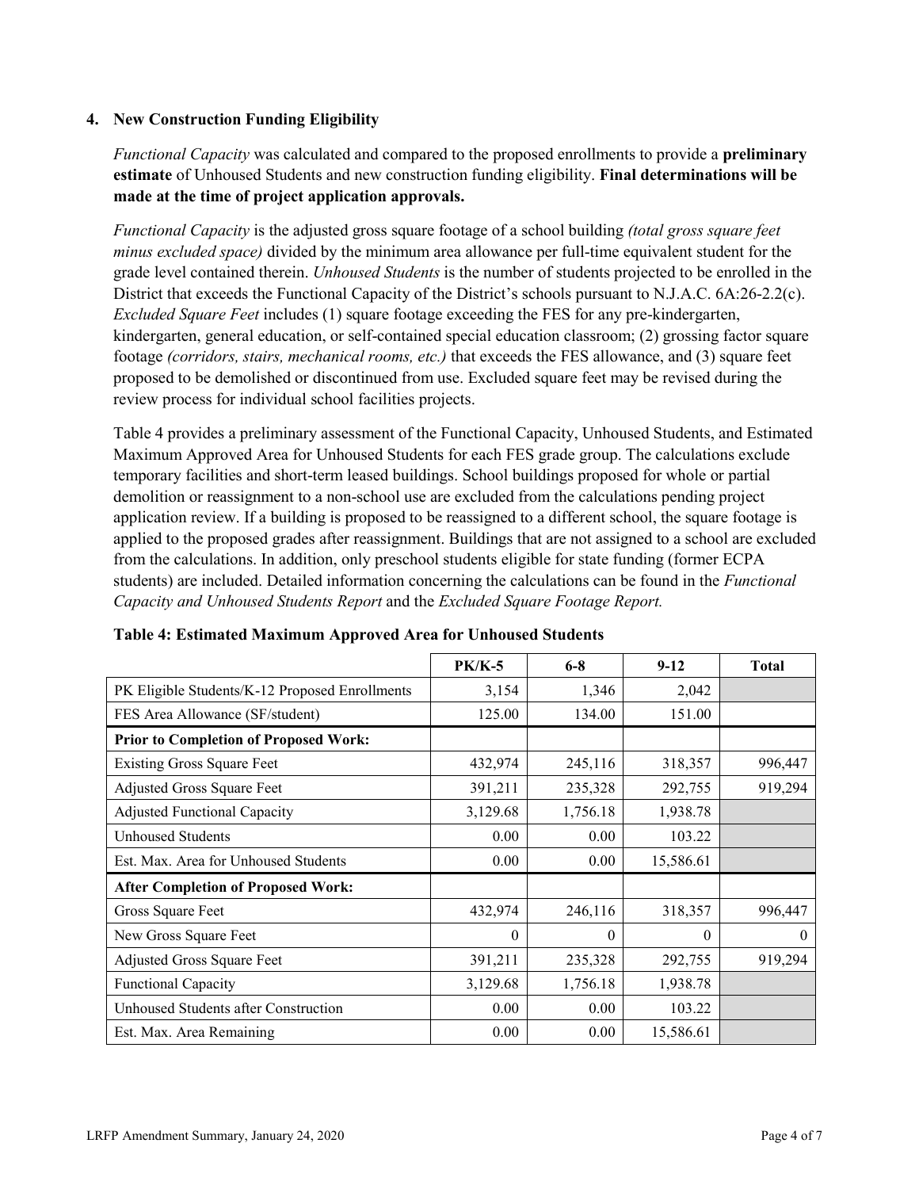**4. New Construction Funding Eligibility**

*Functional Capacity* was calculated and compared to the proposed enrollments to provide a **preliminary estimate** of Unhoused Students and new construction funding eligibility. **Final determinations will be made at the time of project application approvals.**

*Functional Capacity* is the adjusted gross square footage of a school building *(total gross square feet minus excluded space)* divided by the minimum area allowance per full-time equivalent student for the grade level contained therein. *Unhoused Students* is the number of students projected to be enrolled in the District that exceeds the Functional Capacity of the District's schools pursuant to N.J.A.C. 6A:26-2.2(c). *Excluded Square Feet* includes (1) square footage exceeding the FES for any pre-kindergarten, kindergarten, general education, or self-contained special education classroom; (2) grossing factor square footage *(corridors, stairs, mechanical rooms, etc.)* that exceeds the FES allowance, and (3) square feet proposed to be demolished or discontinued from use. Excluded square feet may be revised during the review process for individual school facilities projects.

Table 4 provides a preliminary assessment of the Functional Capacity, Unhoused Students, and Estimated Maximum Approved Area for Unhoused Students for each FES grade group. The calculations exclude temporary facilities and short-term leased buildings. School buildings proposed for whole or partial demolition or reassignment to a non-school use are excluded from the calculations pending project application review. If a building is proposed to be reassigned to a different school, the square footage is applied to the proposed grades after reassignment. Buildings that are not assigned to a school are excluded from the calculations. In addition, only preschool students eligible for state funding (former ECPA students) are included. Detailed information concerning the calculations can be found in the *Functional Capacity and Unhoused Students Report* and the *Excluded Square Footage Report.*

**Table 4: Estimated Maximum Approved Area for Unhoused Students**

| | PK/K-5 | 6-8 | 9-12 | Total |
|---|---|---|---|---|
| PK Eligible Students/K-12 Proposed Enrollments | 3,154 | 1,346 | 2,042 | |
| FES Area Allowance (SF/student) | 125.00 | 134.00 | 151.00 | |
| **Prior to Completion of Proposed Work:** | | | | |
| Existing Gross Square Feet | 432,974 | 245,116 | 318,357 | 996,447 |
| Adjusted Gross Square Feet | 391,211 | 235,328 | 292,755 | 919,294 |
| Adjusted Functional Capacity | 3,129.68 | 1,756.18 | 1,938.78 | |
| Unhoused Students | 0.00 | 0.00 | 103.22 | |
| Est. Max. Area for Unhoused Students | 0.00 | 0.00 | 15,586.61 | |
| **After Completion of Proposed Work:** | | | | |
| Gross Square Feet | 432,974 | 246,116 | 318,357 | 996,447 |
| New Gross Square Feet | 0 | 0 | 0 | 0 |
| Adjusted Gross Square Feet | 391,211 | 235,328 | 292,755 | 919,294 |
| Functional Capacity | 3,129.68 | 1,756.18 | 1,938.78 | |
| Unhoused Students after Construction | 0.00 | 0.00 | 103.22 | |
| Est. Max. Area Remaining | 0.00 | 0.00 | 15,586.61 | |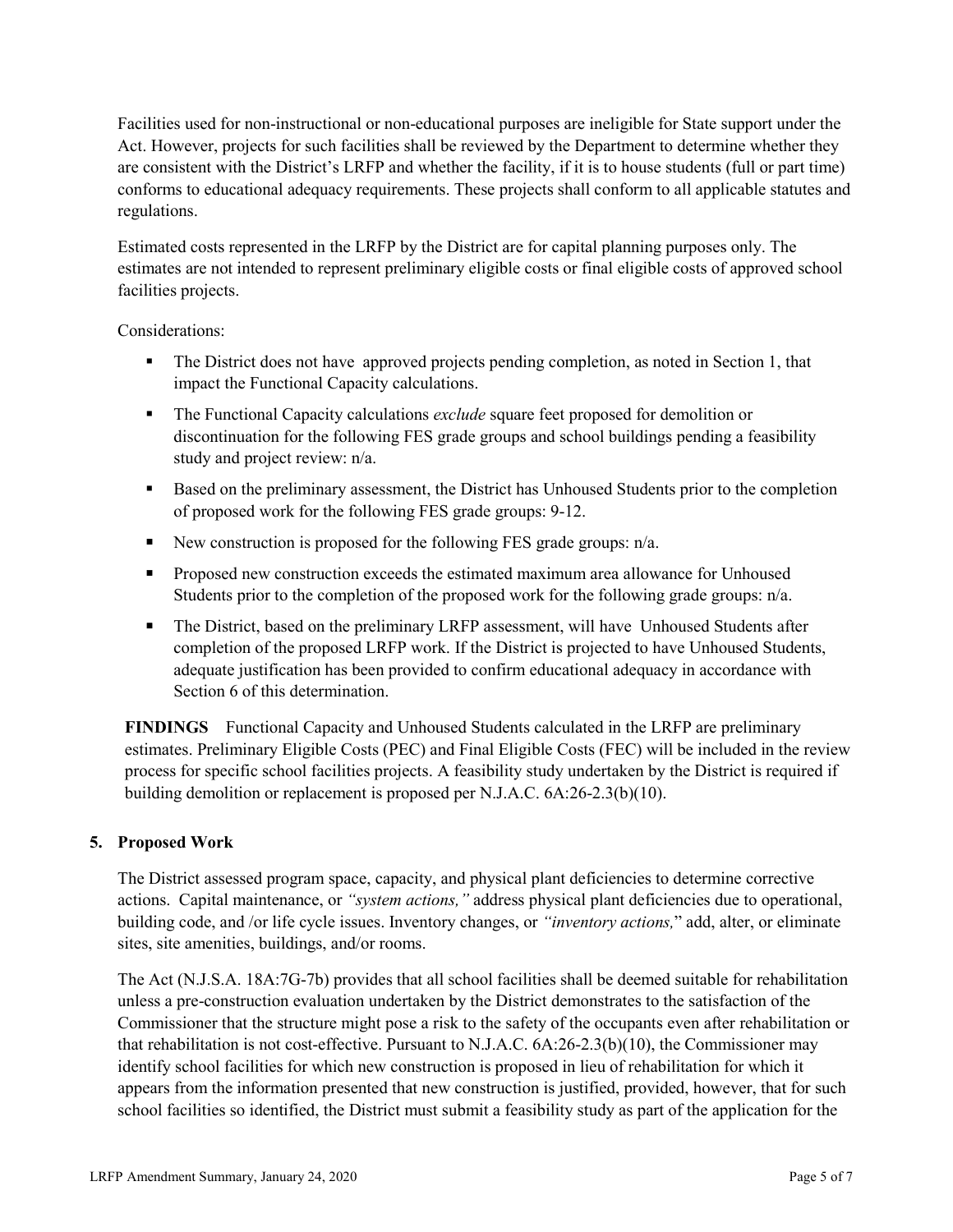Facilities used for non-instructional or non-educational purposes are ineligible for State support under the Act. However, projects for such facilities shall be reviewed by the Department to determine whether they are consistent with the District's LRFP and whether the facility, if it is to house students (full or part time) conforms to educational adequacy requirements. These projects shall conform to all applicable statutes and regulations.

Estimated costs represented in the LRFP by the District are for capital planning purposes only. The estimates are not intended to represent preliminary eligible costs or final eligible costs of approved school facilities projects.

Considerations:

- The District does not have approved projects pending completion, as noted in Section 1, that impact the Functional Capacity calculations.
- The Functional Capacity calculations *exclude* square feet proposed for demolition or discontinuation for the following FES grade groups and school buildings pending a feasibility study and project review: n/a.
- Based on the preliminary assessment, the District has Unhoused Students prior to the completion of proposed work for the following FES grade groups: 9-12.
- New construction is proposed for the following FES grade groups: n/a.
- Proposed new construction exceeds the estimated maximum area allowance for Unhoused Students prior to the completion of the proposed work for the following grade groups: n/a.
- The District, based on the preliminary LRFP assessment, will have Unhoused Students after completion of the proposed LRFP work. If the District is projected to have Unhoused Students, adequate justification has been provided to confirm educational adequacy in accordance with Section 6 of this determination.

**FINDINGS** Functional Capacity and Unhoused Students calculated in the LRFP are preliminary estimates. Preliminary Eligible Costs (PEC) and Final Eligible Costs (FEC) will be included in the review process for specific school facilities projects. A feasibility study undertaken by the District is required if building demolition or replacement is proposed per N.J.A.C. 6A:26-2.3(b)(10).

## 5. Proposed Work

The District assessed program space, capacity, and physical plant deficiencies to determine corrective actions. Capital maintenance, or *"system actions,"* address physical plant deficiencies due to operational, building code, and /or life cycle issues. Inventory changes, or *"inventory actions,"* add, alter, or eliminate sites, site amenities, buildings, and/or rooms.

The Act (N.J.S.A. 18A:7G-7b) provides that all school facilities shall be deemed suitable for rehabilitation unless a pre-construction evaluation undertaken by the District demonstrates to the satisfaction of the Commissioner that the structure might pose a risk to the safety of the occupants even after rehabilitation or that rehabilitation is not cost-effective. Pursuant to N.J.A.C. 6A:26-2.3(b)(10), the Commissioner may identify school facilities for which new construction is proposed in lieu of rehabilitation for which it appears from the information presented that new construction is justified, provided, however, that for such school facilities so identified, the District must submit a feasibility study as part of the application for the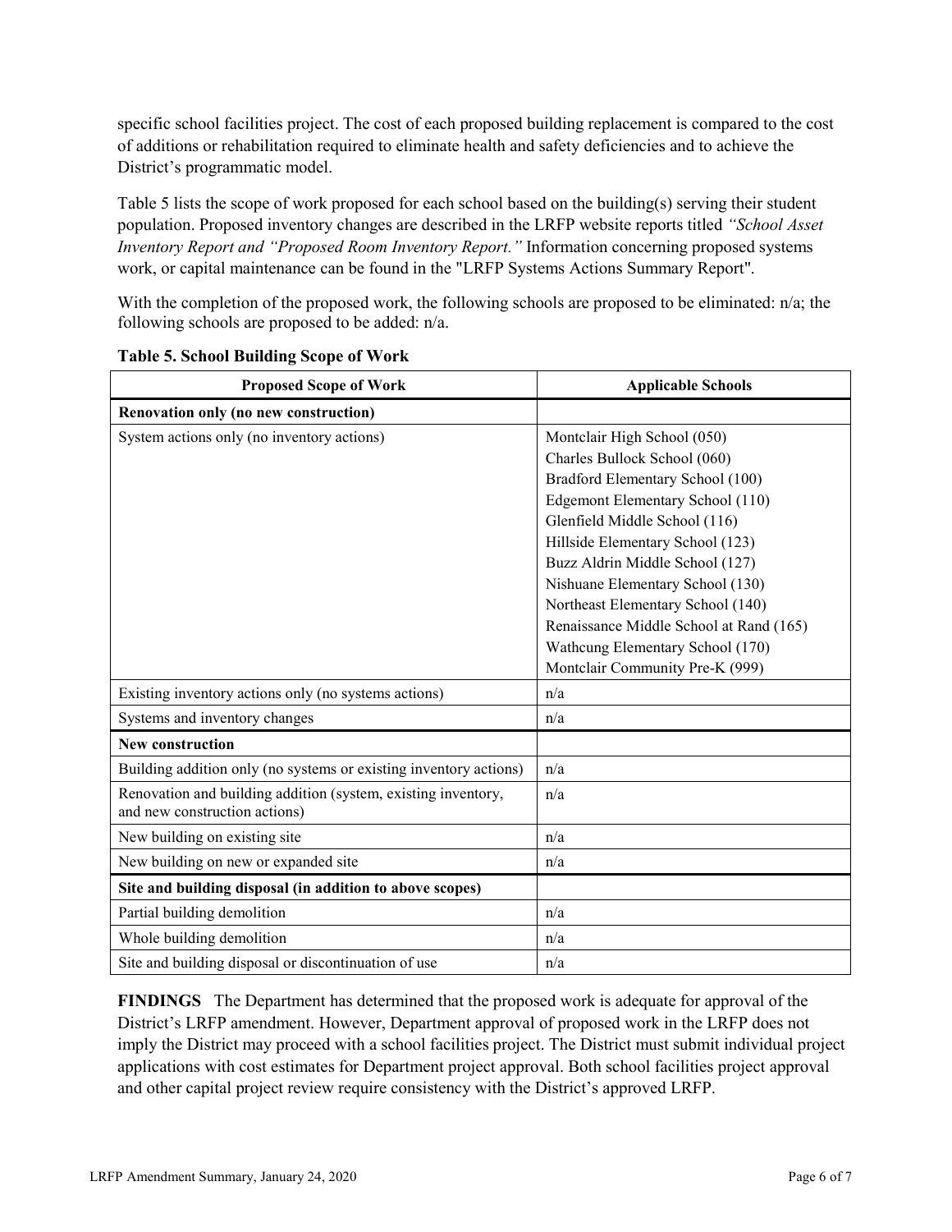specific school facilities project. The cost of each proposed building replacement is compared to the cost of additions or rehabilitation required to eliminate health and safety deficiencies and to achieve the District's programmatic model.

Table 5 lists the scope of work proposed for each school based on the building(s) serving their student population. Proposed inventory changes are described in the LRFP website reports titled *"School Asset Inventory Report and "Proposed Room Inventory Report."* Information concerning proposed systems work, or capital maintenance can be found in the "LRFP Systems Actions Summary Report".

With the completion of the proposed work, the following schools are proposed to be eliminated: n/a; the following schools are proposed to be added: n/a.

**Table 5. School Building Scope of Work**

| Proposed Scope of Work | Applicable Schools |
|---|---|
| **Renovation only (no new construction)** | |
| System actions only (no inventory actions) | Montclair High School (050)<br>Charles Bullock School (060)<br>Bradford Elementary School (100)<br>Edgemont Elementary School (110)<br>Glenfield Middle School (116)<br>Hillside Elementary School (123)<br>Buzz Aldrin Middle School (127)<br>Nishuane Elementary School (130)<br>Northeast Elementary School (140)<br>Renaissance Middle School at Rand (165)<br>Wathcung Elementary School (170)<br>Montclair Community Pre-K (999) |
| Existing inventory actions only (no systems actions) | n/a |
| Systems and inventory changes | n/a |
| **New construction** | |
| Building addition only (no systems or existing inventory actions) | n/a |
| Renovation and building addition (system, existing inventory, and new construction actions) | n/a |
| New building on existing site | n/a |
| New building on new or expanded site | n/a |
| **Site and building disposal (in addition to above scopes)** | |
| Partial building demolition | n/a |
| Whole building demolition | n/a |
| Site and building disposal or discontinuation of use | n/a |

**FINDINGS** The Department has determined that the proposed work is adequate for approval of the District's LRFP amendment. However, Department approval of proposed work in the LRFP does not imply the District may proceed with a school facilities project. The District must submit individual project applications with cost estimates for Department project approval. Both school facilities project approval and other capital project review require consistency with the District's approved LRFP.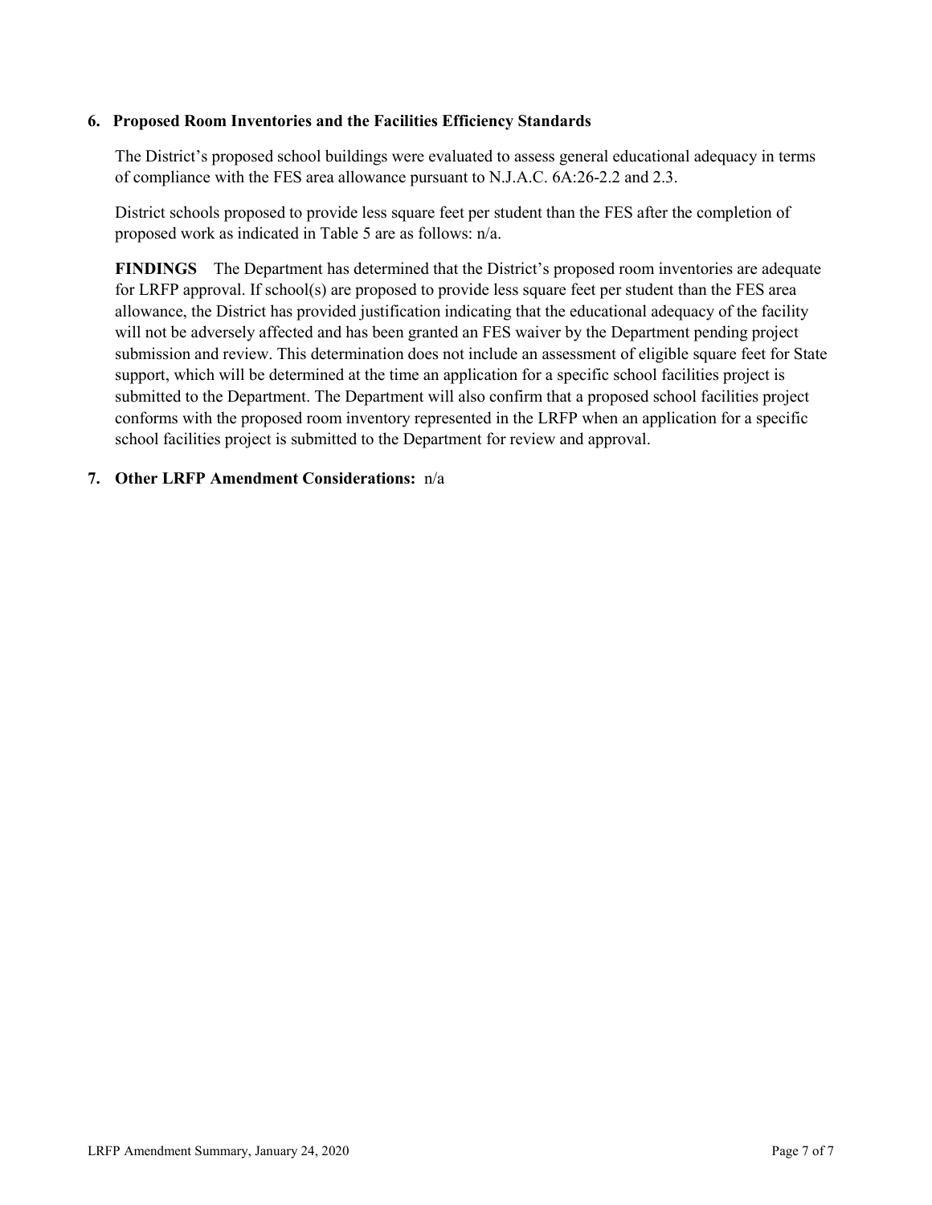**6. Proposed Room Inventories and the Facilities Efficiency Standards**

The District's proposed school buildings were evaluated to assess general educational adequacy in terms of compliance with the FES area allowance pursuant to N.J.A.C. 6A:26-2.2 and 2.3.

District schools proposed to provide less square feet per student than the FES after the completion of proposed work as indicated in Table 5 are as follows: n/a.

**FINDINGS** The Department has determined that the District's proposed room inventories are adequate for LRFP approval. If school(s) are proposed to provide less square feet per student than the FES area allowance, the District has provided justification indicating that the educational adequacy of the facility will not be adversely affected and has been granted an FES waiver by the Department pending project submission and review. This determination does not include an assessment of eligible square feet for State support, which will be determined at the time an application for a specific school facilities project is submitted to the Department. The Department will also confirm that a proposed school facilities project conforms with the proposed room inventory represented in the LRFP when an application for a specific school facilities project is submitted to the Department for review and approval.

**7. Other LRFP Amendment Considerations:** n/a